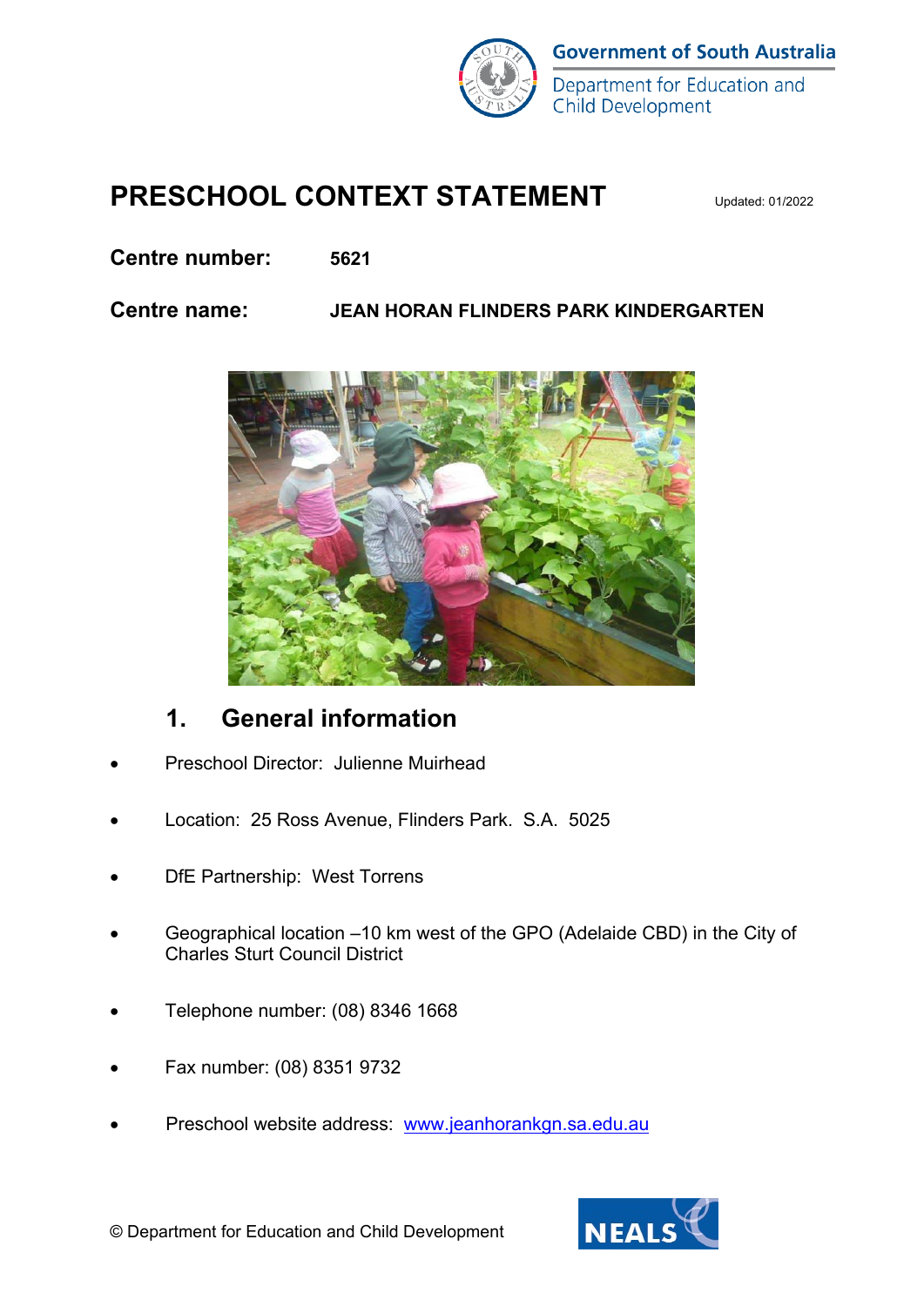Government of South Australia

Department for Education and Child Development

# PRESCHOOL CONTEXT STATEMENT

Updated: 01/2022

**Centre number:** **5621**

**Centre name:** **JEAN HORAN FLINDERS PARK KINDERGARTEN**

## 1. General information

- Preschool Director: Julienne Muirhead
- Location: 25 Ross Avenue, Flinders Park. S.A. 5025
- DfE Partnership: West Torrens
- Geographical location –10 km west of the GPO (Adelaide CBD) in the City of Charles Sturt Council District
- Telephone number: (08) 8346 1668
- Fax number: (08) 8351 9732
- Preschool website address: [www.jeanhorankgn.sa.edu.au](http://www.jeanhorankgn.sa.edu.au)

© Department for Education and Child Development

NEALS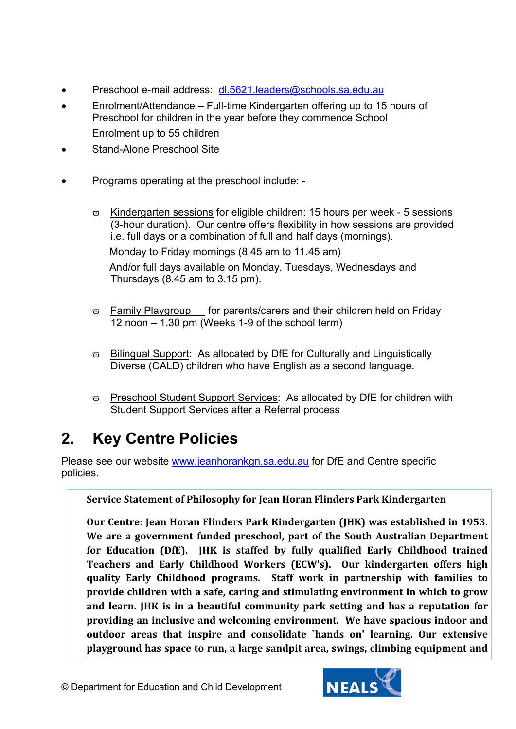- Preschool e-mail address: dl.5621.leaders@schools.sa.edu.au
- Enrolment/Attendance – Full-time Kindergarten offering up to 15 hours of Preschool for children in the year before they commence School

  Enrolment up to 55 children
- Stand-Alone Preschool Site
- Programs operating at the preschool include: -
  - Kindergarten sessions for eligible children: 15 hours per week - 5 sessions (3-hour duration). Our centre offers flexibility in how sessions are provided i.e. full days or a combination of full and half days (mornings).

    Monday to Friday mornings (8.45 am to 11.45 am)

    And/or full days available on Monday, Tuesdays, Wednesdays and Thursdays (8.45 am to 3.15 pm).
  - Family Playgroup for parents/carers and their children held on Friday 12 noon – 1.30 pm (Weeks 1-9 of the school term)
  - Bilingual Support: As allocated by DfE for Culturally and Linguistically Diverse (CALD) children who have English as a second language.
  - Preschool Student Support Services: As allocated by DfE for children with Student Support Services after a Referral process

## 2. Key Centre Policies

Please see our website www.jeanhorankgn.sa.edu.au for DfE and Centre specific policies.

**Service Statement of Philosophy for Jean Horan Flinders Park Kindergarten**

**Our Centre: Jean Horan Flinders Park Kindergarten (JHK) was established in 1953. We are a government funded preschool, part of the South Australian Department for Education (DfE). JHK is staffed by fully qualified Early Childhood trained Teachers and Early Childhood Workers (ECW's). Our kindergarten offers high quality Early Childhood programs. Staff work in partnership with families to provide children with a safe, caring and stimulating environment in which to grow and learn. JHK is in a beautiful community park setting and has a reputation for providing an inclusive and welcoming environment. We have spacious indoor and outdoor areas that inspire and consolidate `hands on' learning. Our extensive playground has space to run, a large sandpit area, swings, climbing equipment and**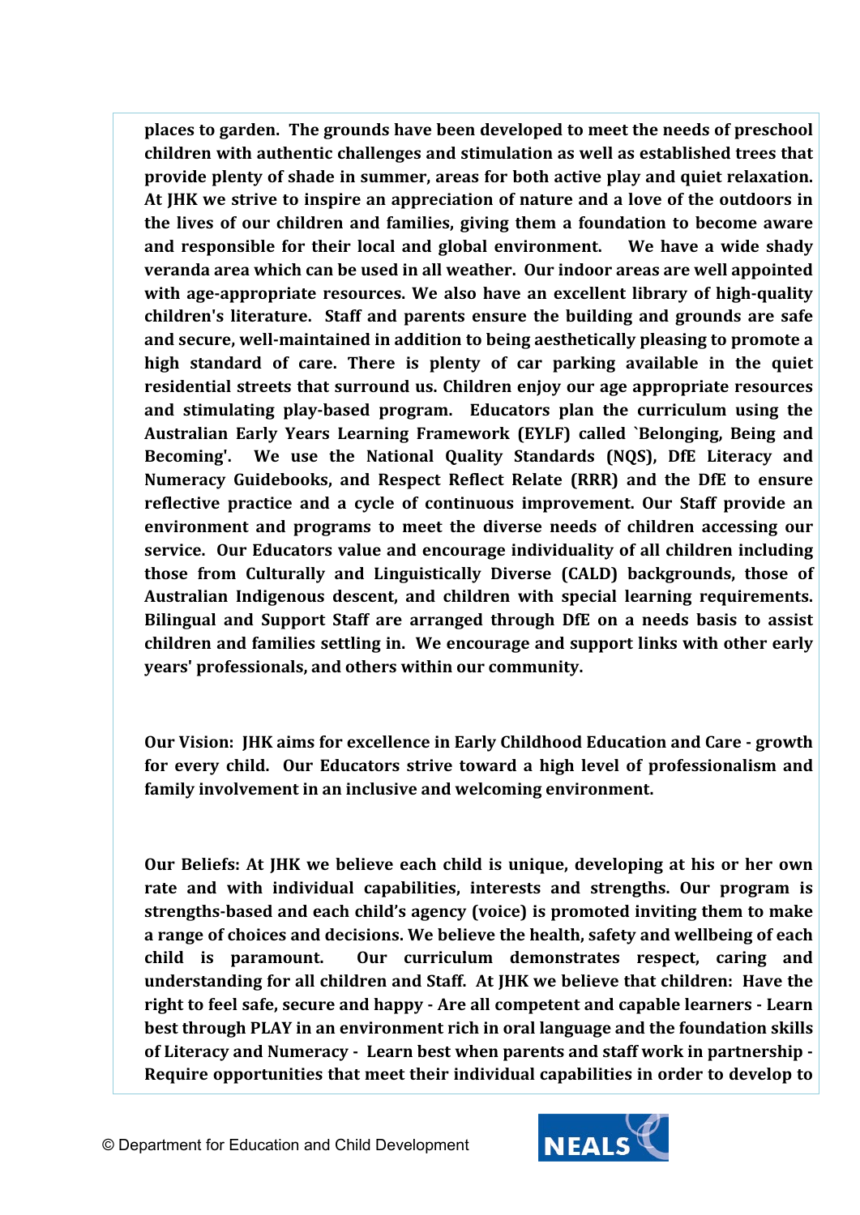**places to garden. The grounds have been developed to meet the needs of preschool children with authentic challenges and stimulation as well as established trees that provide plenty of shade in summer, areas for both active play and quiet relaxation. At JHK we strive to inspire an appreciation of nature and a love of the outdoors in the lives of our children and families, giving them a foundation to become aware and responsible for their local and global environment. We have a wide shady veranda area which can be used in all weather. Our indoor areas are well appointed with age-appropriate resources. We also have an excellent library of high-quality children's literature. Staff and parents ensure the building and grounds are safe and secure, well-maintained in addition to being aesthetically pleasing to promote a high standard of care. There is plenty of car parking available in the quiet residential streets that surround us. Children enjoy our age appropriate resources and stimulating play-based program. Educators plan the curriculum using the Australian Early Years Learning Framework (EYLF) called `Belonging, Being and Becoming'. We use the National Quality Standards (NQS), DfE Literacy and Numeracy Guidebooks, and Respect Reflect Relate (RRR) and the DfE to ensure reflective practice and a cycle of continuous improvement. Our Staff provide an environment and programs to meet the diverse needs of children accessing our service. Our Educators value and encourage individuality of all children including those from Culturally and Linguistically Diverse (CALD) backgrounds, those of Australian Indigenous descent, and children with special learning requirements. Bilingual and Support Staff are arranged through DfE on a needs basis to assist children and families settling in. We encourage and support links with other early years' professionals, and others within our community.**

**Our Vision: JHK aims for excellence in Early Childhood Education and Care - growth for every child. Our Educators strive toward a high level of professionalism and family involvement in an inclusive and welcoming environment.**

**Our Beliefs: At JHK we believe each child is unique, developing at his or her own rate and with individual capabilities, interests and strengths. Our program is strengths-based and each child's agency (voice) is promoted inviting them to make a range of choices and decisions. We believe the health, safety and wellbeing of each child is paramount. Our curriculum demonstrates respect, caring and understanding for all children and Staff. At JHK we believe that children: Have the right to feel safe, secure and happy - Are all competent and capable learners - Learn best through PLAY in an environment rich in oral language and the foundation skills of Literacy and Numeracy - Learn best when parents and staff work in partnership - Require opportunities that meet their individual capabilities in order to develop to**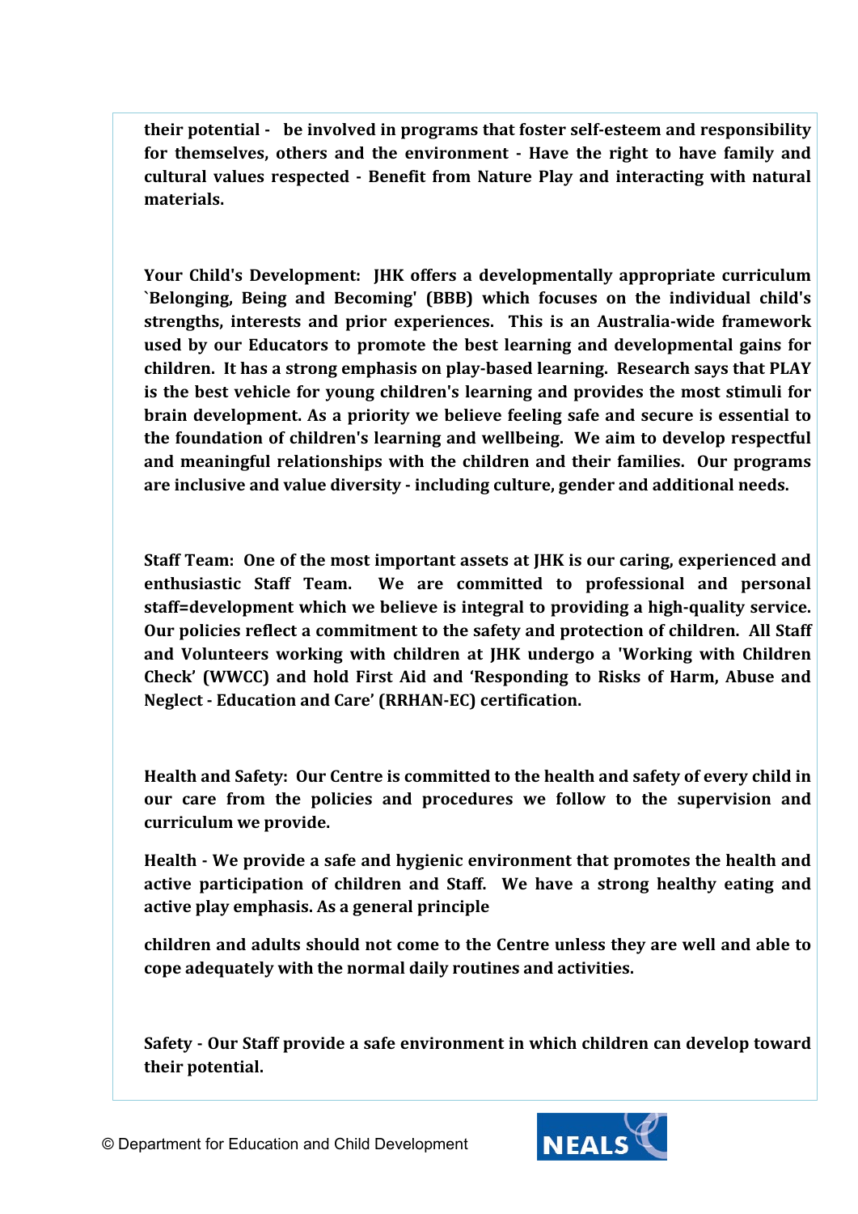**their potential - be involved in programs that foster self-esteem and responsibility for themselves, others and the environment - Have the right to have family and cultural values respected - Benefit from Nature Play and interacting with natural materials.**

**Your Child's Development: JHK offers a developmentally appropriate curriculum `Belonging, Being and Becoming' (BBB) which focuses on the individual child's strengths, interests and prior experiences. This is an Australia-wide framework used by our Educators to promote the best learning and developmental gains for children. It has a strong emphasis on play-based learning. Research says that PLAY is the best vehicle for young children's learning and provides the most stimuli for brain development. As a priority we believe feeling safe and secure is essential to the foundation of children's learning and wellbeing. We aim to develop respectful and meaningful relationships with the children and their families. Our programs are inclusive and value diversity - including culture, gender and additional needs.**

**Staff Team: One of the most important assets at JHK is our caring, experienced and enthusiastic Staff Team. We are committed to professional and personal staff=development which we believe is integral to providing a high-quality service. Our policies reflect a commitment to the safety and protection of children. All Staff and Volunteers working with children at JHK undergo a 'Working with Children Check' (WWCC) and hold First Aid and 'Responding to Risks of Harm, Abuse and Neglect - Education and Care' (RRHAN-EC) certification.**

**Health and Safety: Our Centre is committed to the health and safety of every child in our care from the policies and procedures we follow to the supervision and curriculum we provide.**

**Health - We provide a safe and hygienic environment that promotes the health and active participation of children and Staff. We have a strong healthy eating and active play emphasis. As a general principle**

**children and adults should not come to the Centre unless they are well and able to cope adequately with the normal daily routines and activities.**

**Safety - Our Staff provide a safe environment in which children can develop toward their potential.**

© Department for Education and Child Development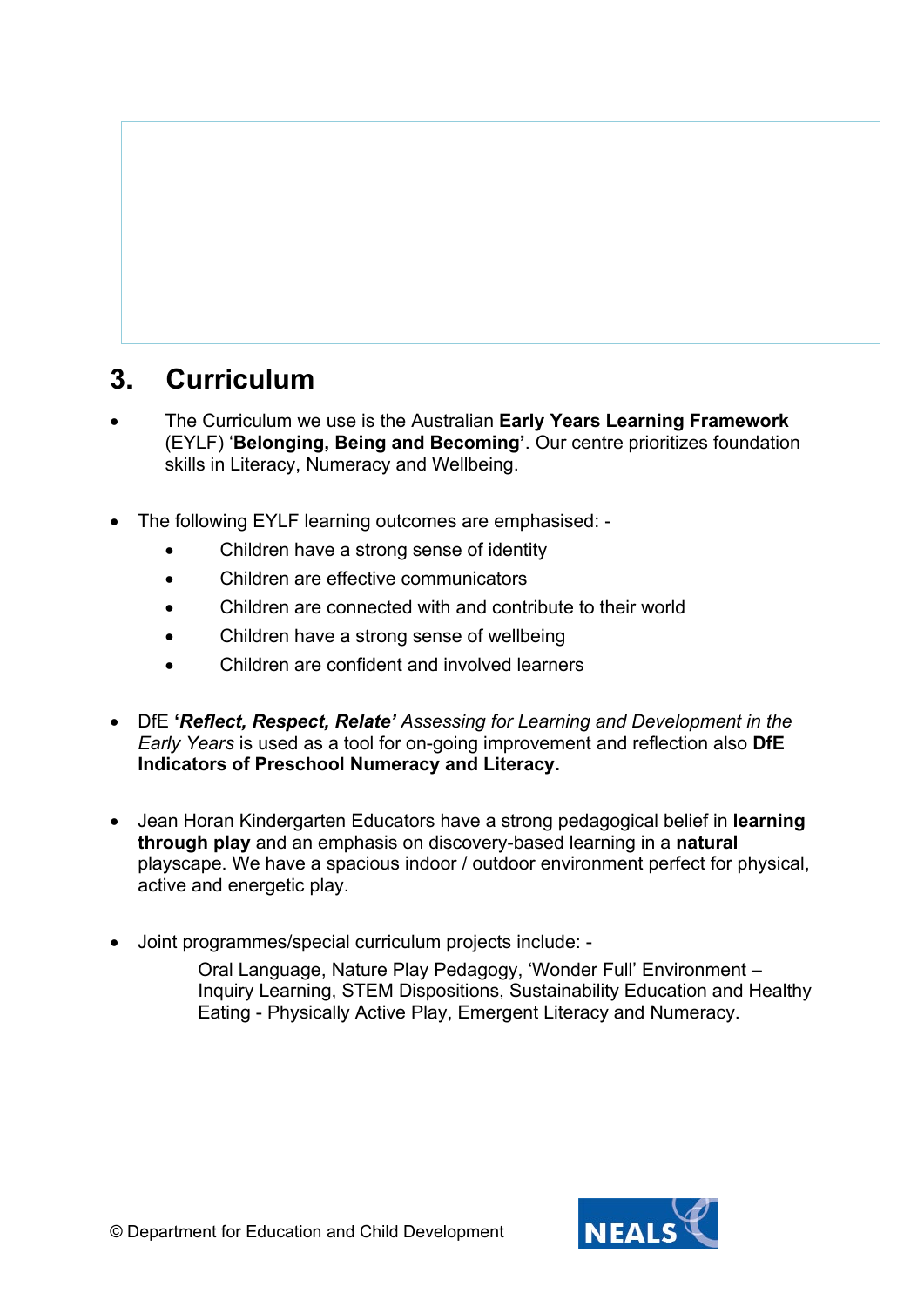## 3. Curriculum

- The Curriculum we use is the Australian **Early Years Learning Framework** (EYLF) '**Belonging, Being and Becoming'**. Our centre prioritizes foundation skills in Literacy, Numeracy and Wellbeing.

- The following EYLF learning outcomes are emphasised: -
  - Children have a strong sense of identity
  - Children are effective communicators
  - Children are connected with and contribute to their world
  - Children have a strong sense of wellbeing
  - Children are confident and involved learners

- DfE **'*Reflect, Respect, Relate'*** *Assessing for Learning and Development in the Early Years* is used as a tool for on-going improvement and reflection also **DfE Indicators of Preschool Numeracy and Literacy.**

- Jean Horan Kindergarten Educators have a strong pedagogical belief in **learning through play** and an emphasis on discovery-based learning in a **natural** playscape. We have a spacious indoor / outdoor environment perfect for physical, active and energetic play.

- Joint programmes/special curriculum projects include: -

  Oral Language, Nature Play Pedagogy, 'Wonder Full' Environment – Inquiry Learning, STEM Dispositions, Sustainability Education and Healthy Eating - Physically Active Play, Emergent Literacy and Numeracy.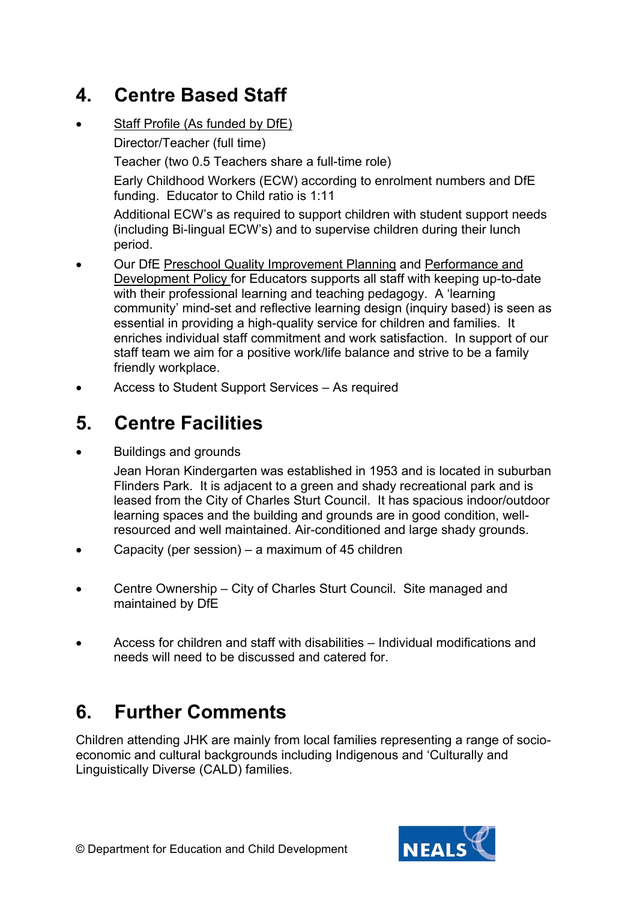## 4. Centre Based Staff

- Staff Profile (As funded by DfE)

  Director/Teacher (full time)

  Teacher (two 0.5 Teachers share a full-time role)

  Early Childhood Workers (ECW) according to enrolment numbers and DfE funding. Educator to Child ratio is 1:11

  Additional ECW's as required to support children with student support needs (including Bi-lingual ECW's) and to supervise children during their lunch period.

- Our DfE Preschool Quality Improvement Planning and Performance and Development Policy for Educators supports all staff with keeping up-to-date with their professional learning and teaching pedagogy. A 'learning community' mind-set and reflective learning design (inquiry based) is seen as essential in providing a high-quality service for children and families. It enriches individual staff commitment and work satisfaction. In support of our staff team we aim for a positive work/life balance and strive to be a family friendly workplace.
- Access to Student Support Services – As required

## 5. Centre Facilities

- Buildings and grounds

  Jean Horan Kindergarten was established in 1953 and is located in suburban Flinders Park. It is adjacent to a green and shady recreational park and is leased from the City of Charles Sturt Council. It has spacious indoor/outdoor learning spaces and the building and grounds are in good condition, well-resourced and well maintained. Air-conditioned and large shady grounds.

- Capacity (per session) – a maximum of 45 children
- Centre Ownership – City of Charles Sturt Council. Site managed and maintained by DfE
- Access for children and staff with disabilities – Individual modifications and needs will need to be discussed and catered for.

## 6. Further Comments

Children attending JHK are mainly from local families representing a range of socio-economic and cultural backgrounds including Indigenous and 'Culturally and Linguistically Diverse (CALD) families.

© Department for Education and Child Development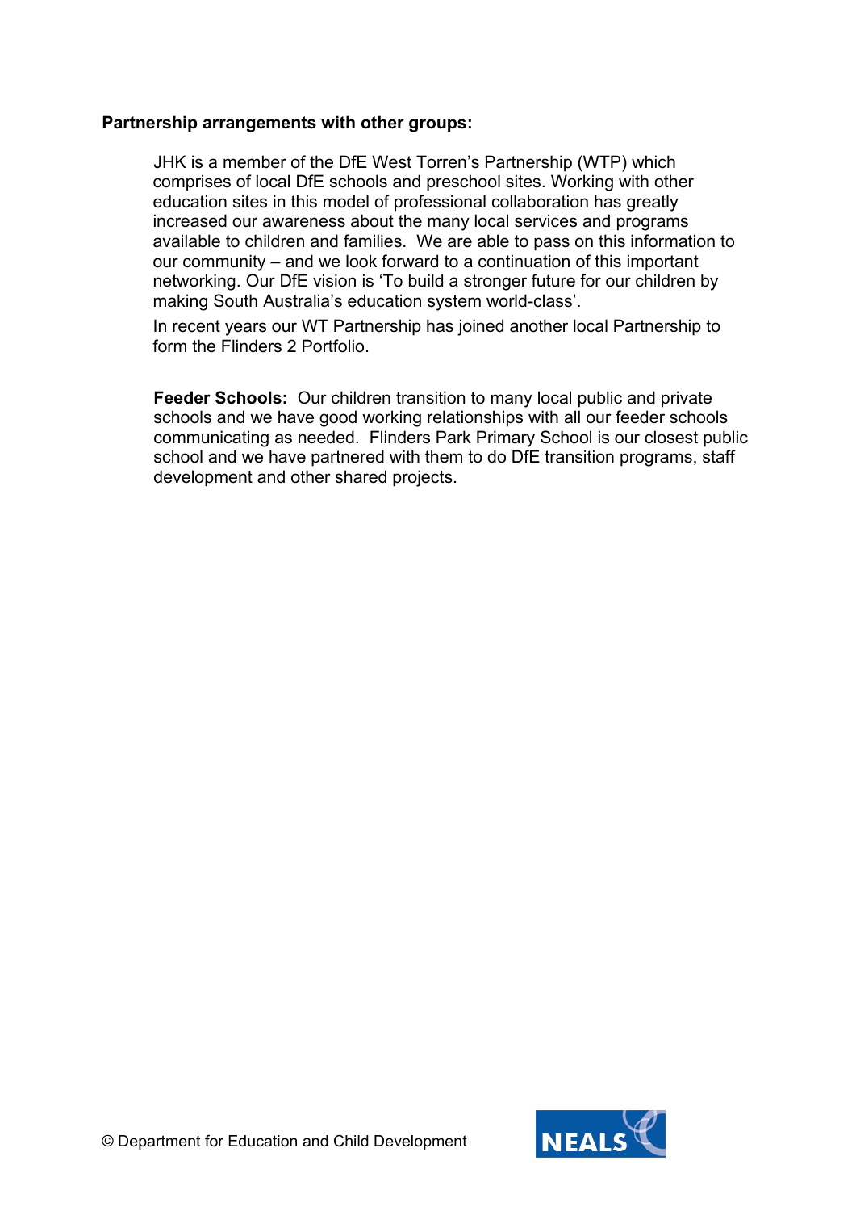**Partnership arrangements with other groups:**

JHK is a member of the DfE West Torren's Partnership (WTP) which comprises of local DfE schools and preschool sites. Working with other education sites in this model of professional collaboration has greatly increased our awareness about the many local services and programs available to children and families. We are able to pass on this information to our community – and we look forward to a continuation of this important networking. Our DfE vision is 'To build a stronger future for our children by making South Australia's education system world-class'.

In recent years our WT Partnership has joined another local Partnership to form the Flinders 2 Portfolio.

**Feeder Schools:** Our children transition to many local public and private schools and we have good working relationships with all our feeder schools communicating as needed. Flinders Park Primary School is our closest public school and we have partnered with them to do DfE transition programs, staff development and other shared projects.